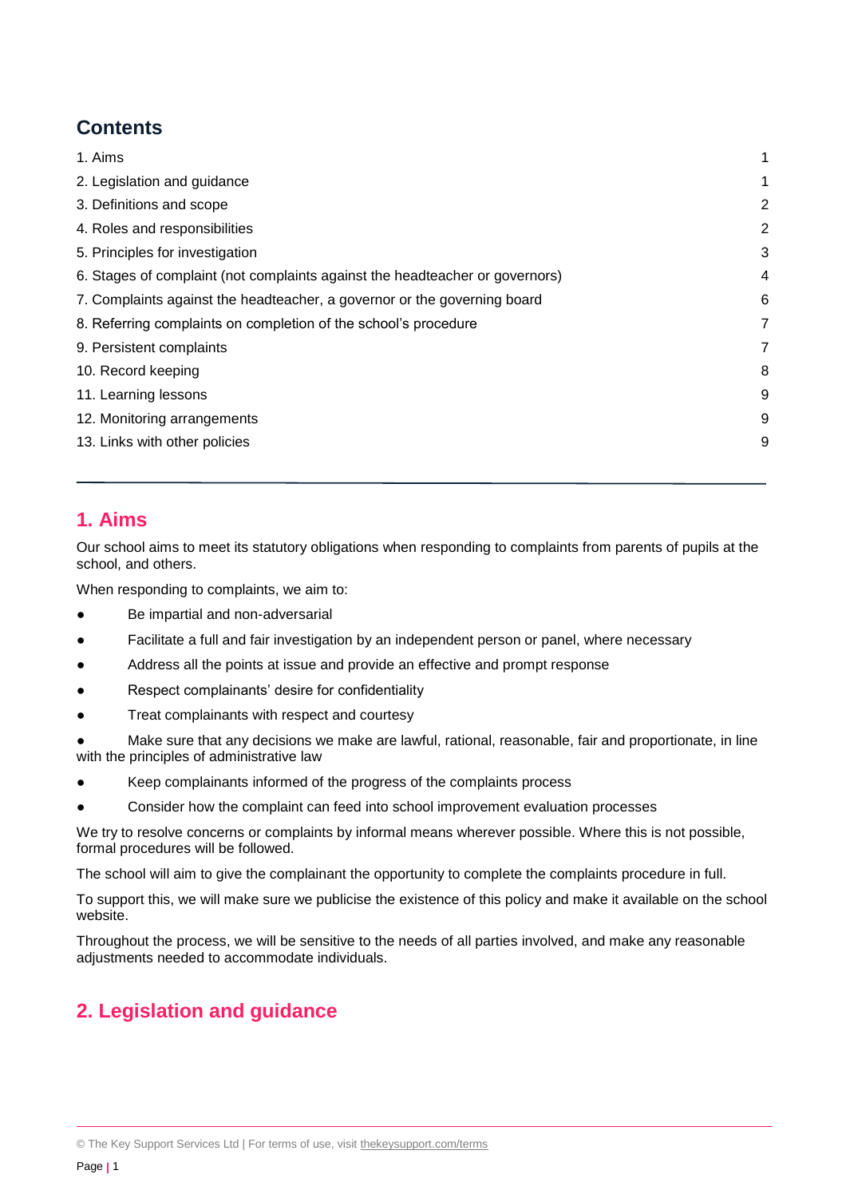## Contents

| | |
|---|---|
| 1. Aims | 1 |
| 2. Legislation and guidance | 1 |
| 3. Definitions and scope | 2 |
| 4. Roles and responsibilities | 2 |
| 5. Principles for investigation | 3 |
| 6. Stages of complaint (not complaints against the headteacher or governors) | 4 |
| 7. Complaints against the headteacher, a governor or the governing board | 6 |
| 8. Referring complaints on completion of the school's procedure | 7 |
| 9. Persistent complaints | 7 |
| 10. Record keeping | 8 |
| 11. Learning lessons | 9 |
| 12. Monitoring arrangements | 9 |
| 13. Links with other policies | 9 |

---

## 1. Aims

Our school aims to meet its statutory obligations when responding to complaints from parents of pupils at the school, and others.

When responding to complaints, we aim to:

- Be impartial and non-adversarial
- Facilitate a full and fair investigation by an independent person or panel, where necessary
- Address all the points at issue and provide an effective and prompt response
- Respect complainants' desire for confidentiality
- Treat complainants with respect and courtesy
- Make sure that any decisions we make are lawful, rational, reasonable, fair and proportionate, in line with the principles of administrative law
- Keep complainants informed of the progress of the complaints process
- Consider how the complaint can feed into school improvement evaluation processes

We try to resolve concerns or complaints by informal means wherever possible. Where this is not possible, formal procedures will be followed.

The school will aim to give the complainant the opportunity to complete the complaints procedure in full.

To support this, we will make sure we publicise the existence of this policy and make it available on the school website.

Throughout the process, we will be sensitive to the needs of all parties involved, and make any reasonable adjustments needed to accommodate individuals.

## 2. Legislation and guidance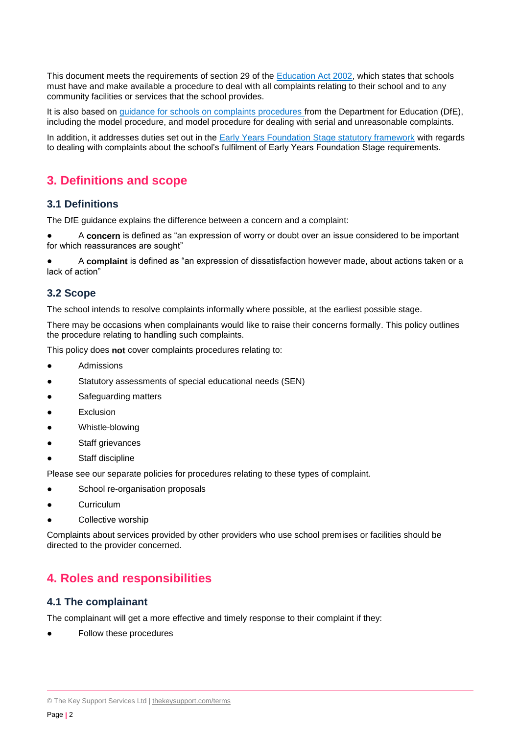This document meets the requirements of section 29 of the Education Act 2002, which states that schools must have and make available a procedure to deal with all complaints relating to their school and to any community facilities or services that the school provides.

It is also based on guidance for schools on complaints procedures from the Department for Education (DfE), including the model procedure, and model procedure for dealing with serial and unreasonable complaints.

In addition, it addresses duties set out in the Early Years Foundation Stage statutory framework with regards to dealing with complaints about the school's fulfilment of Early Years Foundation Stage requirements.

## 3. Definitions and scope

### 3.1 Definitions

The DfE guidance explains the difference between a concern and a complaint:

- A **concern** is defined as "an expression of worry or doubt over an issue considered to be important for which reassurances are sought"
- A **complaint** is defined as "an expression of dissatisfaction however made, about actions taken or a lack of action"

### 3.2 Scope

The school intends to resolve complaints informally where possible, at the earliest possible stage.

There may be occasions when complainants would like to raise their concerns formally. This policy outlines the procedure relating to handling such complaints.

This policy does **not** cover complaints procedures relating to:

- Admissions
- Statutory assessments of special educational needs (SEN)
- Safeguarding matters
- Exclusion
- Whistle-blowing
- Staff grievances
- Staff discipline

Please see our separate policies for procedures relating to these types of complaint.

- School re-organisation proposals
- Curriculum
- Collective worship

Complaints about services provided by other providers who use school premises or facilities should be directed to the provider concerned.

## 4. Roles and responsibilities

### 4.1 The complainant

The complainant will get a more effective and timely response to their complaint if they:

- Follow these procedures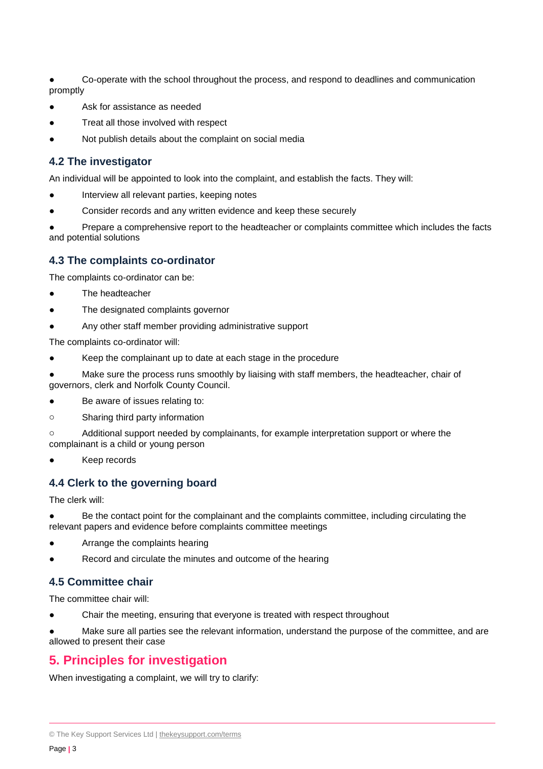- Co-operate with the school throughout the process, and respond to deadlines and communication promptly
- Ask for assistance as needed
- Treat all those involved with respect
- Not publish details about the complaint on social media

### 4.2 The investigator

An individual will be appointed to look into the complaint, and establish the facts. They will:

- Interview all relevant parties, keeping notes
- Consider records and any written evidence and keep these securely
- Prepare a comprehensive report to the headteacher or complaints committee which includes the facts and potential solutions

### 4.3 The complaints co-ordinator

The complaints co-ordinator can be:

- The headteacher
- The designated complaints governor
- Any other staff member providing administrative support

The complaints co-ordinator will:

- Keep the complainant up to date at each stage in the procedure
- Make sure the process runs smoothly by liaising with staff members, the headteacher, chair of governors, clerk and Norfolk County Council.
- Be aware of issues relating to:
    - Sharing third party information
    - Additional support needed by complainants, for example interpretation support or where the complainant is a child or young person
- Keep records

### 4.4 Clerk to the governing board

The clerk will:

- Be the contact point for the complainant and the complaints committee, including circulating the relevant papers and evidence before complaints committee meetings
- Arrange the complaints hearing
- Record and circulate the minutes and outcome of the hearing

### 4.5 Committee chair

The committee chair will:

- Chair the meeting, ensuring that everyone is treated with respect throughout
- Make sure all parties see the relevant information, understand the purpose of the committee, and are allowed to present their case

## 5. Principles for investigation

When investigating a complaint, we will try to clarify: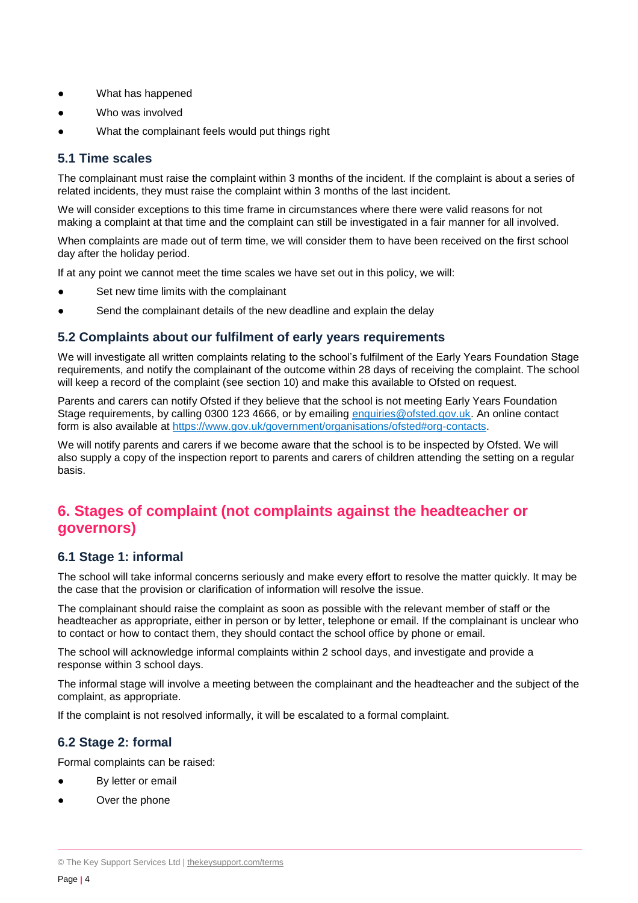- What has happened
- Who was involved
- What the complainant feels would put things right

### 5.1 Time scales

The complainant must raise the complaint within 3 months of the incident. If the complaint is about a series of related incidents, they must raise the complaint within 3 months of the last incident.

We will consider exceptions to this time frame in circumstances where there were valid reasons for not making a complaint at that time and the complaint can still be investigated in a fair manner for all involved.

When complaints are made out of term time, we will consider them to have been received on the first school day after the holiday period.

If at any point we cannot meet the time scales we have set out in this policy, we will:

- Set new time limits with the complainant
- Send the complainant details of the new deadline and explain the delay

### 5.2 Complaints about our fulfilment of early years requirements

We will investigate all written complaints relating to the school's fulfilment of the Early Years Foundation Stage requirements, and notify the complainant of the outcome within 28 days of receiving the complaint. The school will keep a record of the complaint (see section 10) and make this available to Ofsted on request.

Parents and carers can notify Ofsted if they believe that the school is not meeting Early Years Foundation Stage requirements, by calling 0300 123 4666, or by emailing [enquiries@ofsted.gov.uk](mailto:enquiries@ofsted.gov.uk). An online contact form is also available at [https://www.gov.uk/government/organisations/ofsted#org-contacts](https://www.gov.uk/government/organisations/ofsted#org-contacts).

We will notify parents and carers if we become aware that the school is to be inspected by Ofsted. We will also supply a copy of the inspection report to parents and carers of children attending the setting on a regular basis.

## 6. Stages of complaint (not complaints against the headteacher or governors)

### 6.1 Stage 1: informal

The school will take informal concerns seriously and make every effort to resolve the matter quickly. It may be the case that the provision or clarification of information will resolve the issue.

The complainant should raise the complaint as soon as possible with the relevant member of staff or the headteacher as appropriate, either in person or by letter, telephone or email. If the complainant is unclear who to contact or how to contact them, they should contact the school office by phone or email.

The school will acknowledge informal complaints within 2 school days, and investigate and provide a response within 3 school days.

The informal stage will involve a meeting between the complainant and the headteacher and the subject of the complaint, as appropriate.

If the complaint is not resolved informally, it will be escalated to a formal complaint.

### 6.2 Stage 2: formal

Formal complaints can be raised:

- By letter or email
- Over the phone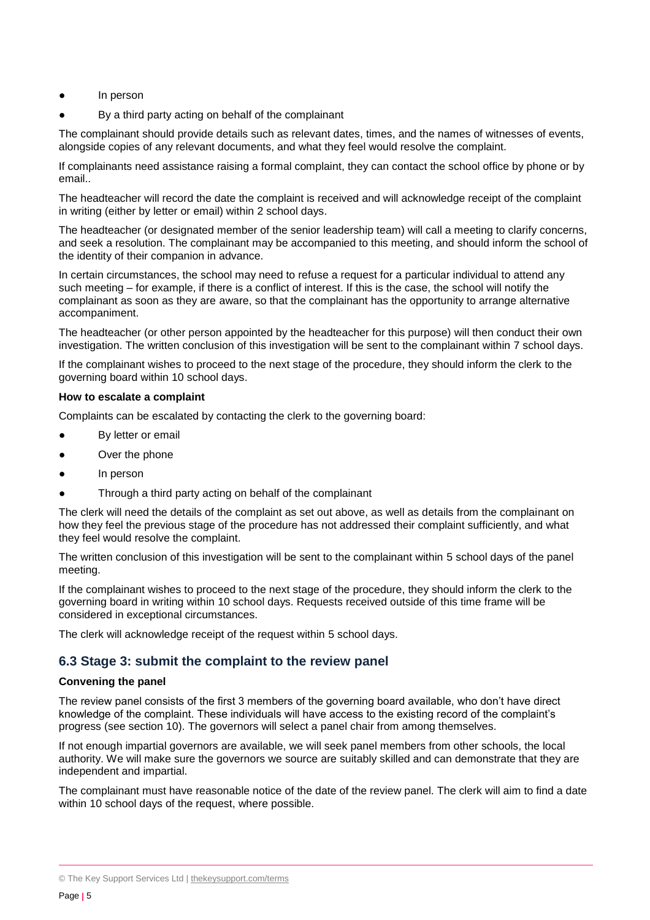- In person
- By a third party acting on behalf of the complainant

The complainant should provide details such as relevant dates, times, and the names of witnesses of events, alongside copies of any relevant documents, and what they feel would resolve the complaint.

If complainants need assistance raising a formal complaint, they can contact the school office by phone or by email..

The headteacher will record the date the complaint is received and will acknowledge receipt of the complaint in writing (either by letter or email) within 2 school days.

The headteacher (or designated member of the senior leadership team) will call a meeting to clarify concerns, and seek a resolution. The complainant may be accompanied to this meeting, and should inform the school of the identity of their companion in advance.

In certain circumstances, the school may need to refuse a request for a particular individual to attend any such meeting – for example, if there is a conflict of interest. If this is the case, the school will notify the complainant as soon as they are aware, so that the complainant has the opportunity to arrange alternative accompaniment.

The headteacher (or other person appointed by the headteacher for this purpose) will then conduct their own investigation. The written conclusion of this investigation will be sent to the complainant within 7 school days.

If the complainant wishes to proceed to the next stage of the procedure, they should inform the clerk to the governing board within 10 school days.

**How to escalate a complaint**

Complaints can be escalated by contacting the clerk to the governing board:

- By letter or email
- Over the phone
- In person
- Through a third party acting on behalf of the complainant

The clerk will need the details of the complaint as set out above, as well as details from the complainant on how they feel the previous stage of the procedure has not addressed their complaint sufficiently, and what they feel would resolve the complaint.

The written conclusion of this investigation will be sent to the complainant within 5 school days of the panel meeting.

If the complainant wishes to proceed to the next stage of the procedure, they should inform the clerk to the governing board in writing within 10 school days. Requests received outside of this time frame will be considered in exceptional circumstances.

The clerk will acknowledge receipt of the request within 5 school days.

## 6.3 Stage 3: submit the complaint to the review panel

**Convening the panel**

The review panel consists of the first 3 members of the governing board available, who don't have direct knowledge of the complaint. These individuals will have access to the existing record of the complaint's progress (see section 10). The governors will select a panel chair from among themselves.

If not enough impartial governors are available, we will seek panel members from other schools, the local authority. We will make sure the governors we source are suitably skilled and can demonstrate that they are independent and impartial.

The complainant must have reasonable notice of the date of the review panel. The clerk will aim to find a date within 10 school days of the request, where possible.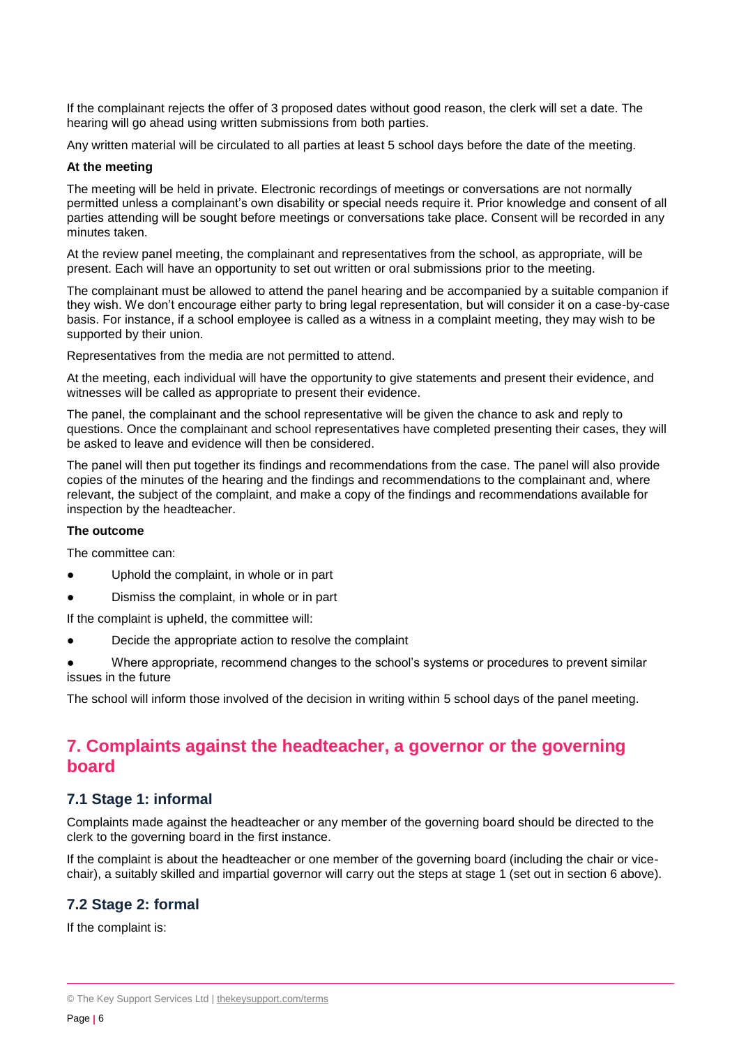If the complainant rejects the offer of 3 proposed dates without good reason, the clerk will set a date. The hearing will go ahead using written submissions from both parties.

Any written material will be circulated to all parties at least 5 school days before the date of the meeting.

**At the meeting**

The meeting will be held in private. Electronic recordings of meetings or conversations are not normally permitted unless a complainant's own disability or special needs require it. Prior knowledge and consent of all parties attending will be sought before meetings or conversations take place. Consent will be recorded in any minutes taken.

At the review panel meeting, the complainant and representatives from the school, as appropriate, will be present. Each will have an opportunity to set out written or oral submissions prior to the meeting.

The complainant must be allowed to attend the panel hearing and be accompanied by a suitable companion if they wish. We don't encourage either party to bring legal representation, but will consider it on a case-by-case basis. For instance, if a school employee is called as a witness in a complaint meeting, they may wish to be supported by their union.

Representatives from the media are not permitted to attend.

At the meeting, each individual will have the opportunity to give statements and present their evidence, and witnesses will be called as appropriate to present their evidence.

The panel, the complainant and the school representative will be given the chance to ask and reply to questions. Once the complainant and school representatives have completed presenting their cases, they will be asked to leave and evidence will then be considered.

The panel will then put together its findings and recommendations from the case. The panel will also provide copies of the minutes of the hearing and the findings and recommendations to the complainant and, where relevant, the subject of the complaint, and make a copy of the findings and recommendations available for inspection by the headteacher.

**The outcome**

The committee can:

- Uphold the complaint, in whole or in part
- Dismiss the complaint, in whole or in part

If the complaint is upheld, the committee will:

- Decide the appropriate action to resolve the complaint
- Where appropriate, recommend changes to the school's systems or procedures to prevent similar issues in the future

The school will inform those involved of the decision in writing within 5 school days of the panel meeting.

## 7. Complaints against the headteacher, a governor or the governing board

### 7.1 Stage 1: informal

Complaints made against the headteacher or any member of the governing board should be directed to the clerk to the governing board in the first instance.

If the complaint is about the headteacher or one member of the governing board (including the chair or vice-chair), a suitably skilled and impartial governor will carry out the steps at stage 1 (set out in section 6 above).

### 7.2 Stage 2: formal

If the complaint is: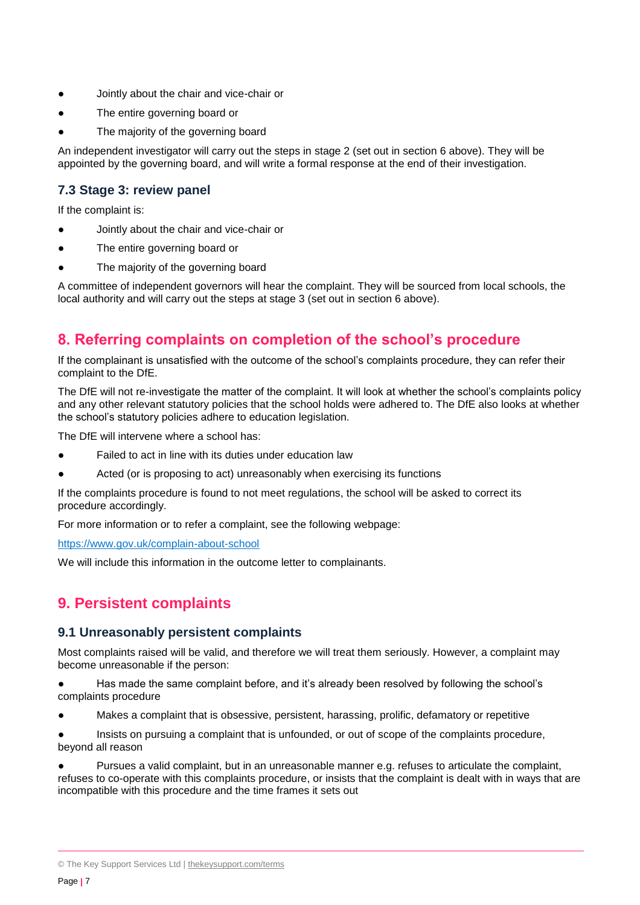- Jointly about the chair and vice-chair or
- The entire governing board or
- The majority of the governing board

An independent investigator will carry out the steps in stage 2 (set out in section 6 above). They will be appointed by the governing board, and will write a formal response at the end of their investigation.

### 7.3 Stage 3: review panel

If the complaint is:

- Jointly about the chair and vice-chair or
- The entire governing board or
- The majority of the governing board

A committee of independent governors will hear the complaint. They will be sourced from local schools, the local authority and will carry out the steps at stage 3 (set out in section 6 above).

## 8. Referring complaints on completion of the school's procedure

If the complainant is unsatisfied with the outcome of the school's complaints procedure, they can refer their complaint to the DfE.

The DfE will not re-investigate the matter of the complaint. It will look at whether the school's complaints policy and any other relevant statutory policies that the school holds were adhered to. The DfE also looks at whether the school's statutory policies adhere to education legislation.

The DfE will intervene where a school has:

- Failed to act in line with its duties under education law
- Acted (or is proposing to act) unreasonably when exercising its functions

If the complaints procedure is found to not meet regulations, the school will be asked to correct its procedure accordingly.

For more information or to refer a complaint, see the following webpage:

https://www.gov.uk/complain-about-school

We will include this information in the outcome letter to complainants.

## 9. Persistent complaints

### 9.1 Unreasonably persistent complaints

Most complaints raised will be valid, and therefore we will treat them seriously. However, a complaint may become unreasonable if the person:

- Has made the same complaint before, and it's already been resolved by following the school's complaints procedure
- Makes a complaint that is obsessive, persistent, harassing, prolific, defamatory or repetitive
- Insists on pursuing a complaint that is unfounded, or out of scope of the complaints procedure, beyond all reason
- Pursues a valid complaint, but in an unreasonable manner e.g. refuses to articulate the complaint, refuses to co-operate with this complaints procedure, or insists that the complaint is dealt with in ways that are incompatible with this procedure and the time frames it sets out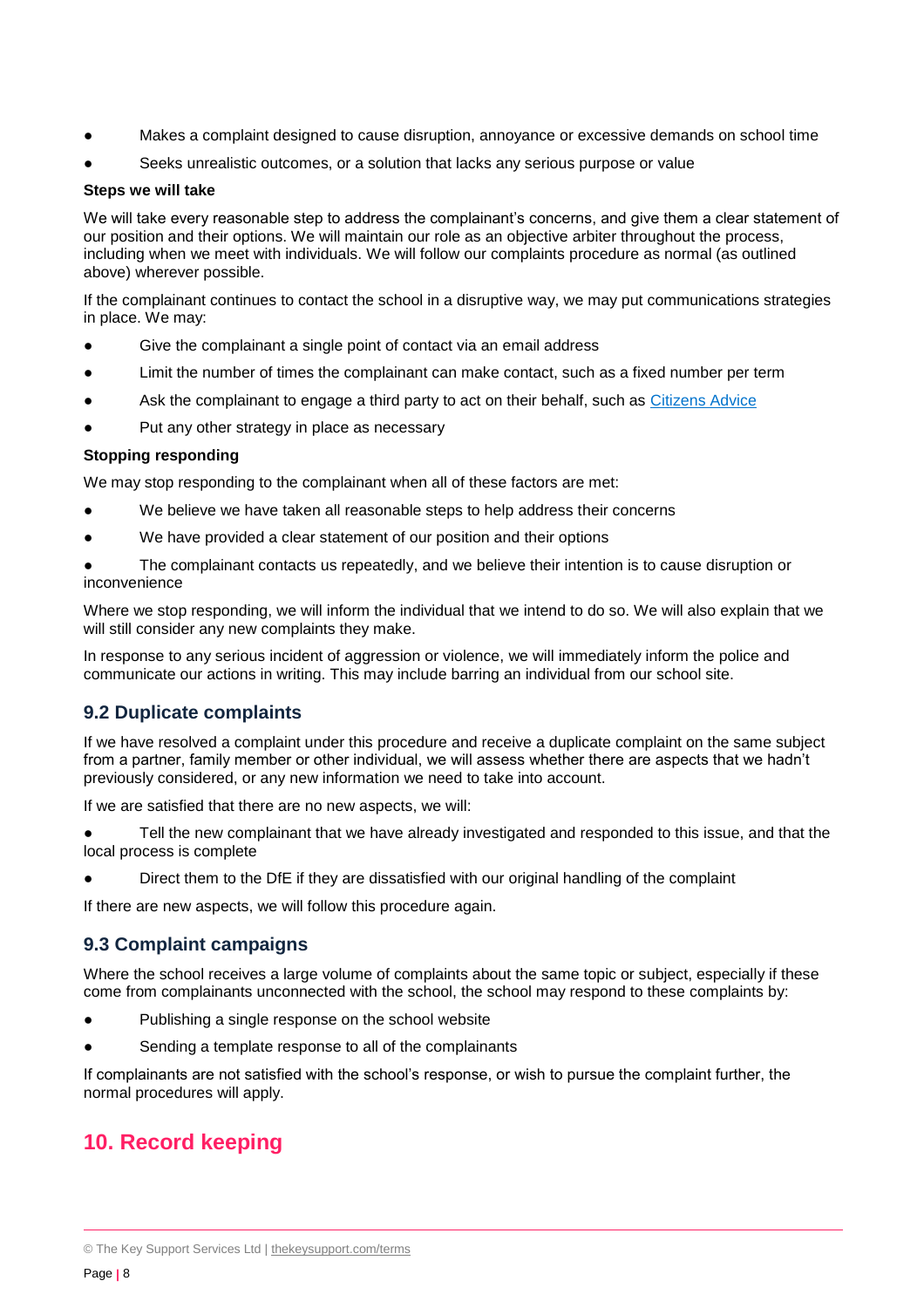- Makes a complaint designed to cause disruption, annoyance or excessive demands on school time
- Seeks unrealistic outcomes, or a solution that lacks any serious purpose or value

**Steps we will take**

We will take every reasonable step to address the complainant's concerns, and give them a clear statement of our position and their options. We will maintain our role as an objective arbiter throughout the process, including when we meet with individuals. We will follow our complaints procedure as normal (as outlined above) wherever possible.

If the complainant continues to contact the school in a disruptive way, we may put communications strategies in place. We may:

- Give the complainant a single point of contact via an email address
- Limit the number of times the complainant can make contact, such as a fixed number per term
- Ask the complainant to engage a third party to act on their behalf, such as [Citizens Advice](https://www.citizensadvice.org.uk/)
- Put any other strategy in place as necessary

**Stopping responding**

We may stop responding to the complainant when all of these factors are met:

- We believe we have taken all reasonable steps to help address their concerns
- We have provided a clear statement of our position and their options
- The complainant contacts us repeatedly, and we believe their intention is to cause disruption or inconvenience

Where we stop responding, we will inform the individual that we intend to do so. We will also explain that we will still consider any new complaints they make.

In response to any serious incident of aggression or violence, we will immediately inform the police and communicate our actions in writing. This may include barring an individual from our school site.

## 9.2 Duplicate complaints

If we have resolved a complaint under this procedure and receive a duplicate complaint on the same subject from a partner, family member or other individual, we will assess whether there are aspects that we hadn't previously considered, or any new information we need to take into account.

If we are satisfied that there are no new aspects, we will:

- Tell the new complainant that we have already investigated and responded to this issue, and that the local process is complete
- Direct them to the DfE if they are dissatisfied with our original handling of the complaint

If there are new aspects, we will follow this procedure again.

## 9.3 Complaint campaigns

Where the school receives a large volume of complaints about the same topic or subject, especially if these come from complainants unconnected with the school, the school may respond to these complaints by:

- Publishing a single response on the school website
- Sending a template response to all of the complainants

If complainants are not satisfied with the school's response, or wish to pursue the complaint further, the normal procedures will apply.

# 10. Record keeping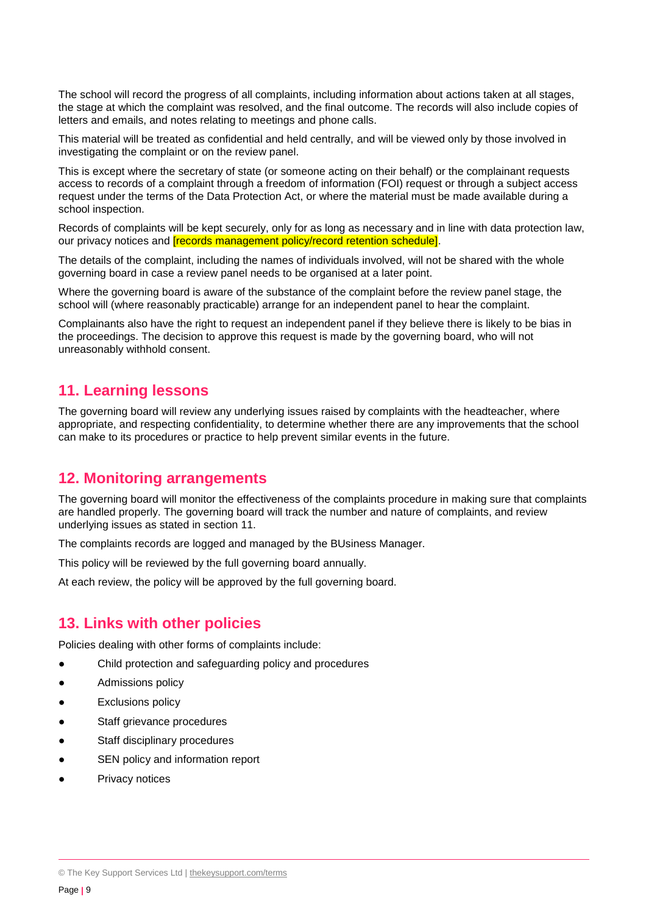The school will record the progress of all complaints, including information about actions taken at all stages, the stage at which the complaint was resolved, and the final outcome. The records will also include copies of letters and emails, and notes relating to meetings and phone calls.

This material will be treated as confidential and held centrally, and will be viewed only by those involved in investigating the complaint or on the review panel.

This is except where the secretary of state (or someone acting on their behalf) or the complainant requests access to records of a complaint through a freedom of information (FOI) request or through a subject access request under the terms of the Data Protection Act, or where the material must be made available during a school inspection.

Records of complaints will be kept securely, only for as long as necessary and in line with data protection law, our privacy notices and [records management policy/record retention schedule].

The details of the complaint, including the names of individuals involved, will not be shared with the whole governing board in case a review panel needs to be organised at a later point.

Where the governing board is aware of the substance of the complaint before the review panel stage, the school will (where reasonably practicable) arrange for an independent panel to hear the complaint.

Complainants also have the right to request an independent panel if they believe there is likely to be bias in the proceedings. The decision to approve this request is made by the governing board, who will not unreasonably withhold consent.

## 11. Learning lessons

The governing board will review any underlying issues raised by complaints with the headteacher, where appropriate, and respecting confidentiality, to determine whether there are any improvements that the school can make to its procedures or practice to help prevent similar events in the future.

## 12. Monitoring arrangements

The governing board will monitor the effectiveness of the complaints procedure in making sure that complaints are handled properly. The governing board will track the number and nature of complaints, and review underlying issues as stated in section 11.

The complaints records are logged and managed by the BUsiness Manager.

This policy will be reviewed by the full governing board annually.

At each review, the policy will be approved by the full governing board.

## 13. Links with other policies

Policies dealing with other forms of complaints include:

- Child protection and safeguarding policy and procedures
- Admissions policy
- Exclusions policy
- Staff grievance procedures
- Staff disciplinary procedures
- SEN policy and information report
- Privacy notices

© The Key Support Services Ltd | thekeysupport.com/terms